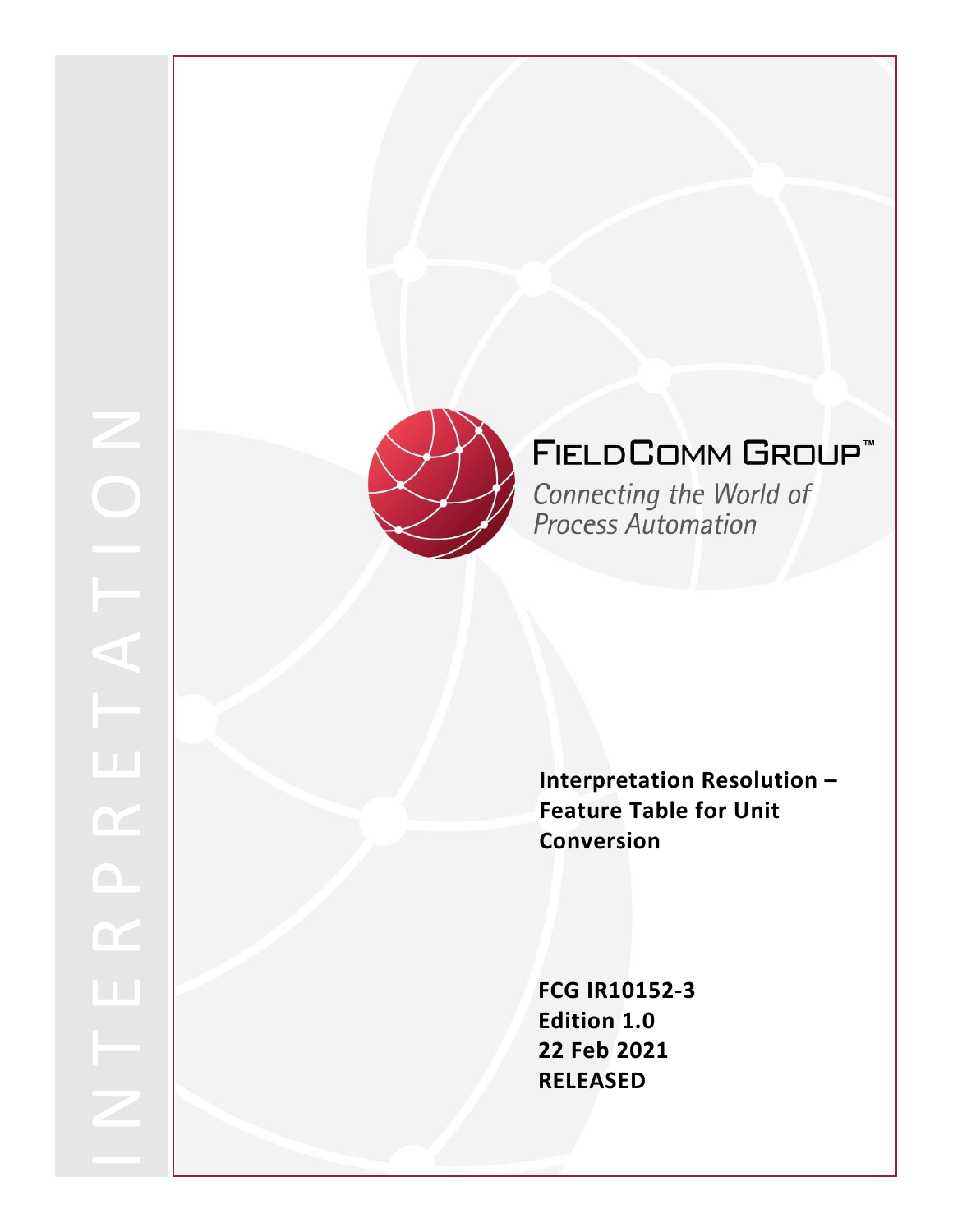INTERPRETATION

FIELDCOMM GROUP™

*Connecting the World of Process Automation*

# Interpretation Resolution – Feature Table for Unit Conversion

**FCG IR10152-3**
**Edition 1.0**
**22 Feb 2021**
**RELEASED**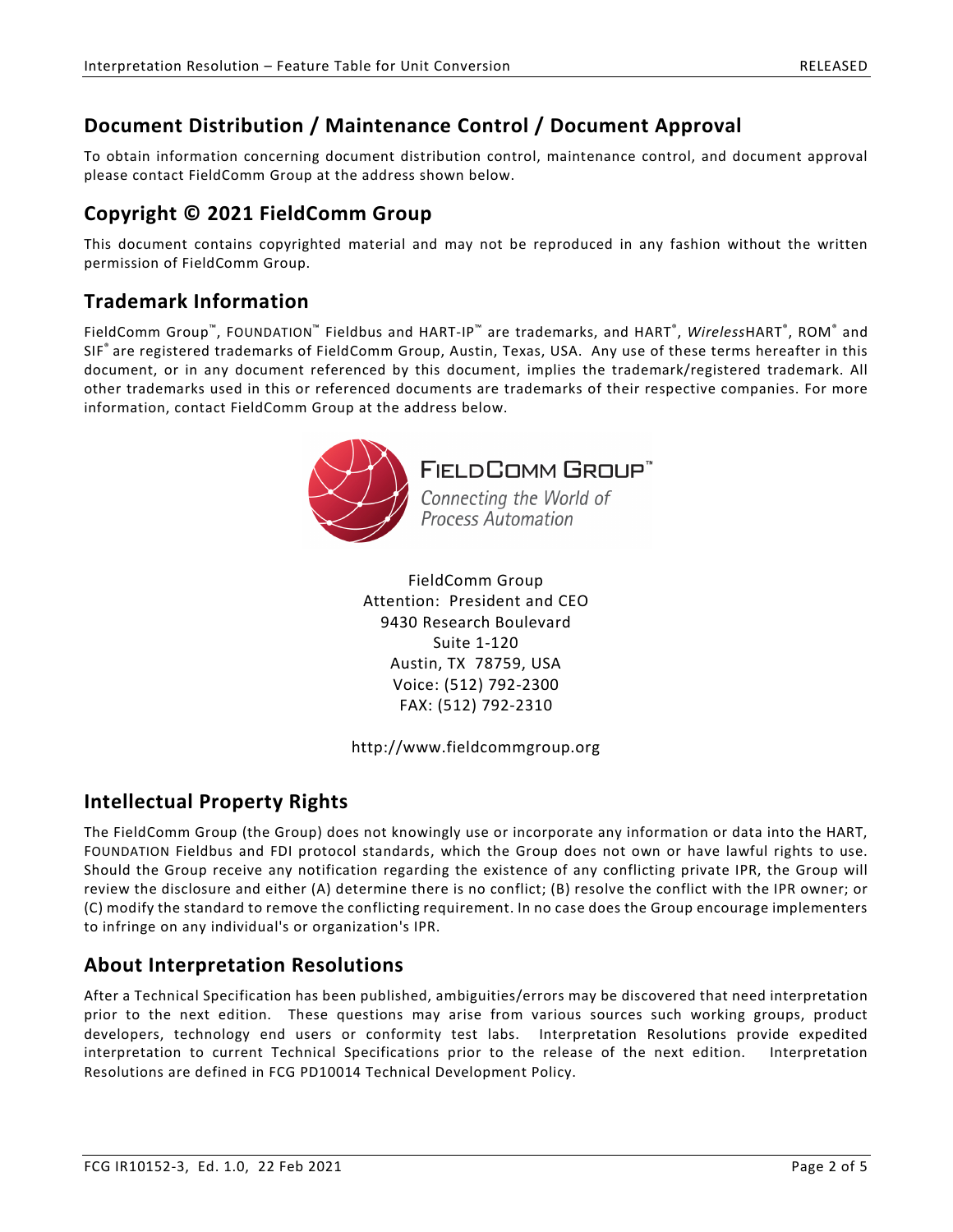## Document Distribution / Maintenance Control / Document Approval

To obtain information concerning document distribution control, maintenance control, and document approval please contact FieldComm Group at the address shown below.

## Copyright © 2021 FieldComm Group

This document contains copyrighted material and may not be reproduced in any fashion without the written permission of FieldComm Group.

## Trademark Information

FieldComm Group™, FOUNDATION™ Fieldbus and HART-IP™ are trademarks, and HART®, *Wireless*HART®, ROM® and SIF® are registered trademarks of FieldComm Group, Austin, Texas, USA. Any use of these terms hereafter in this document, or in any document referenced by this document, implies the trademark/registered trademark. All other trademarks used in this or referenced documents are trademarks of their respective companies. For more information, contact FieldComm Group at the address below.

FieldComm Group
Attention: President and CEO
9430 Research Boulevard
Suite 1-120
Austin, TX 78759, USA
Voice: (512) 792-2300
FAX: (512) 792-2310

http://www.fieldcommgroup.org

## Intellectual Property Rights

The FieldComm Group (the Group) does not knowingly use or incorporate any information or data into the HART, FOUNDATION Fieldbus and FDI protocol standards, which the Group does not own or have lawful rights to use. Should the Group receive any notification regarding the existence of any conflicting private IPR, the Group will review the disclosure and either (A) determine there is no conflict; (B) resolve the conflict with the IPR owner; or (C) modify the standard to remove the conflicting requirement. In no case does the Group encourage implementers to infringe on any individual's or organization's IPR.

## About Interpretation Resolutions

After a Technical Specification has been published, ambiguities/errors may be discovered that need interpretation prior to the next edition. These questions may arise from various sources such working groups, product developers, technology end users or conformity test labs. Interpretation Resolutions provide expedited interpretation to current Technical Specifications prior to the release of the next edition. Interpretation Resolutions are defined in FCG PD10014 Technical Development Policy.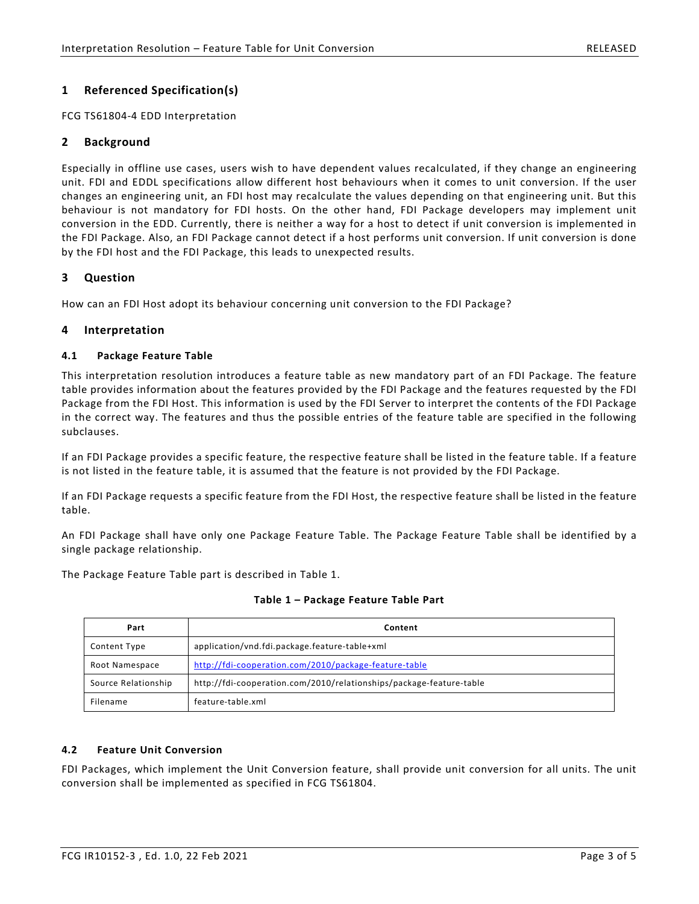## 1 Referenced Specification(s)

FCG TS61804-4 EDD Interpretation

## 2 Background

Especially in offline use cases, users wish to have dependent values recalculated, if they change an engineering unit. FDI and EDDL specifications allow different host behaviours when it comes to unit conversion. If the user changes an engineering unit, an FDI host may recalculate the values depending on that engineering unit. But this behaviour is not mandatory for FDI hosts. On the other hand, FDI Package developers may implement unit conversion in the EDD. Currently, there is neither a way for a host to detect if unit conversion is implemented in the FDI Package. Also, an FDI Package cannot detect if a host performs unit conversion. If unit conversion is done by the FDI host and the FDI Package, this leads to unexpected results.

## 3 Question

How can an FDI Host adopt its behaviour concerning unit conversion to the FDI Package?

## 4 Interpretation

### 4.1 Package Feature Table

This interpretation resolution introduces a feature table as new mandatory part of an FDI Package. The feature table provides information about the features provided by the FDI Package and the features requested by the FDI Package from the FDI Host. This information is used by the FDI Server to interpret the contents of the FDI Package in the correct way. The features and thus the possible entries of the feature table are specified in the following subclauses.

If an FDI Package provides a specific feature, the respective feature shall be listed in the feature table. If a feature is not listed in the feature table, it is assumed that the feature is not provided by the FDI Package.

If an FDI Package requests a specific feature from the FDI Host, the respective feature shall be listed in the feature table.

An FDI Package shall have only one Package Feature Table. The Package Feature Table shall be identified by a single package relationship.

The Package Feature Table part is described in Table 1.

**Table 1 – Package Feature Table Part**

| Part | Content |
|---|---|
| Content Type | application/vnd.fdi.package.feature-table+xml |
| Root Namespace | http://fdi-cooperation.com/2010/package-feature-table |
| Source Relationship | http://fdi-cooperation.com/2010/relationships/package-feature-table |
| Filename | feature-table.xml |

### 4.2 Feature Unit Conversion

FDI Packages, which implement the Unit Conversion feature, shall provide unit conversion for all units. The unit conversion shall be implemented as specified in FCG TS61804.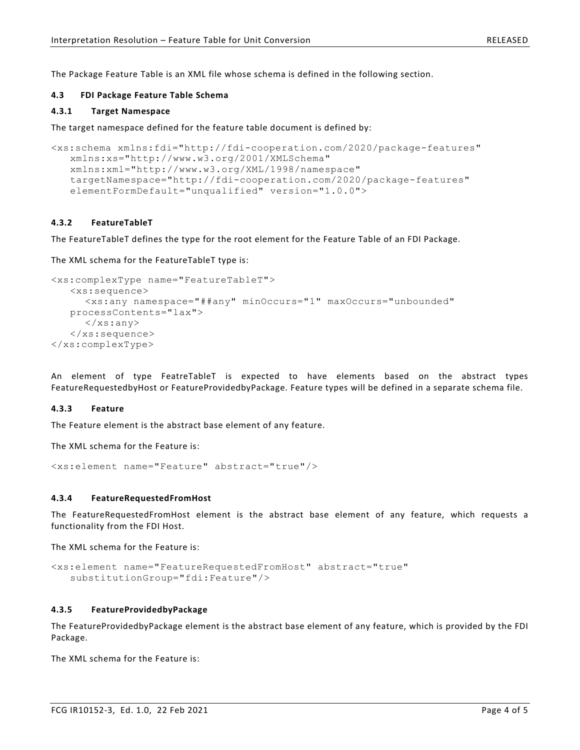The Package Feature Table is an XML file whose schema is defined in the following section.

### 4.3 FDI Package Feature Table Schema

#### 4.3.1 Target Namespace

The target namespace defined for the feature table document is defined by:

```
<xs:schema xmlns:fdi="http://fdi-cooperation.com/2020/package-features"
   xmlns:xs="http://www.w3.org/2001/XMLSchema"
   xmlns:xml="http://www.w3.org/XML/1998/namespace"
   targetNamespace="http://fdi-cooperation.com/2020/package-features"
   elementFormDefault="unqualified" version="1.0.0">
```

#### 4.3.2 FeatureTableT

The FeatureTableT defines the type for the root element for the Feature Table of an FDI Package.

The XML schema for the FeatureTableT type is:

```
<xs:complexType name="FeatureTableT">
   <xs:sequence>
      <xs:any namespace="##any" minOccurs="1" maxOccurs="unbounded"
   processContents="lax">
      </xs:any>
   </xs:sequence>
</xs:complexType>
```

An element of type FeatreTableT is expected to have elements based on the abstract types FeatureRequestedbyHost or FeatureProvidedbyPackage. Feature types will be defined in a separate schema file.

#### 4.3.3 Feature

The Feature element is the abstract base element of any feature.

The XML schema for the Feature is:

```
<xs:element name="Feature" abstract="true"/>
```

#### 4.3.4 FeatureRequestedFromHost

The FeatureRequestedFromHost element is the abstract base element of any feature, which requests a functionality from the FDI Host.

The XML schema for the Feature is:

```
<xs:element name="FeatureRequestedFromHost" abstract="true"
   substitutionGroup="fdi:Feature"/>
```

#### 4.3.5 FeatureProvidedbyPackage

The FeatureProvidedbyPackage element is the abstract base element of any feature, which is provided by the FDI Package.

The XML schema for the Feature is: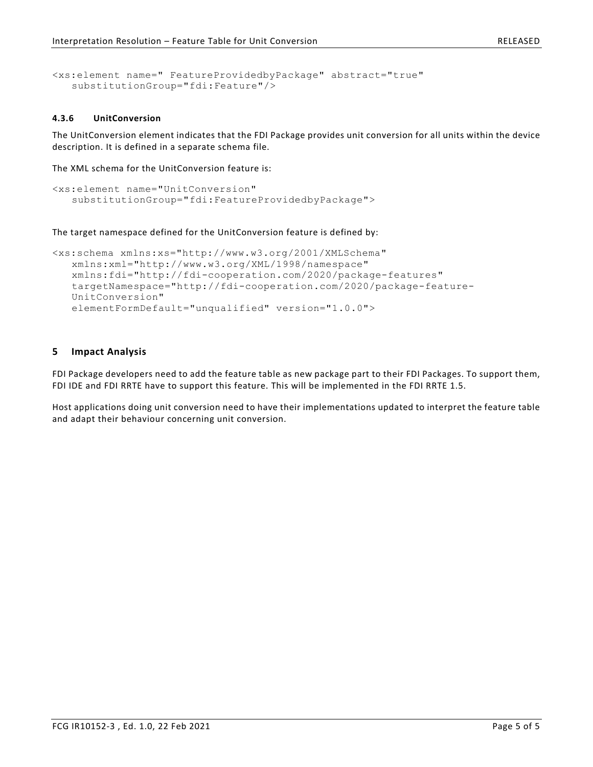```
<xs:element name=" FeatureProvidedbyPackage" abstract="true"
   substitutionGroup="fdi:Feature"/>
```

#### 4.3.6 UnitConversion

The UnitConversion element indicates that the FDI Package provides unit conversion for all units within the device description. It is defined in a separate schema file.

The XML schema for the UnitConversion feature is:

```
<xs:element name="UnitConversion"
   substitutionGroup="fdi:FeatureProvidedbyPackage">
```

The target namespace defined for the UnitConversion feature is defined by:

```
<xs:schema xmlns:xs="http://www.w3.org/2001/XMLSchema"
   xmlns:xml="http://www.w3.org/XML/1998/namespace"
   xmlns:fdi="http://fdi-cooperation.com/2020/package-features"
   targetNamespace="http://fdi-cooperation.com/2020/package-feature-
   UnitConversion"
   elementFormDefault="unqualified" version="1.0.0">
```

## 5 Impact Analysis

FDI Package developers need to add the feature table as new package part to their FDI Packages. To support them, FDI IDE and FDI RRTE have to support this feature. This will be implemented in the FDI RRTE 1.5.

Host applications doing unit conversion need to have their implementations updated to interpret the feature table and adapt their behaviour concerning unit conversion.